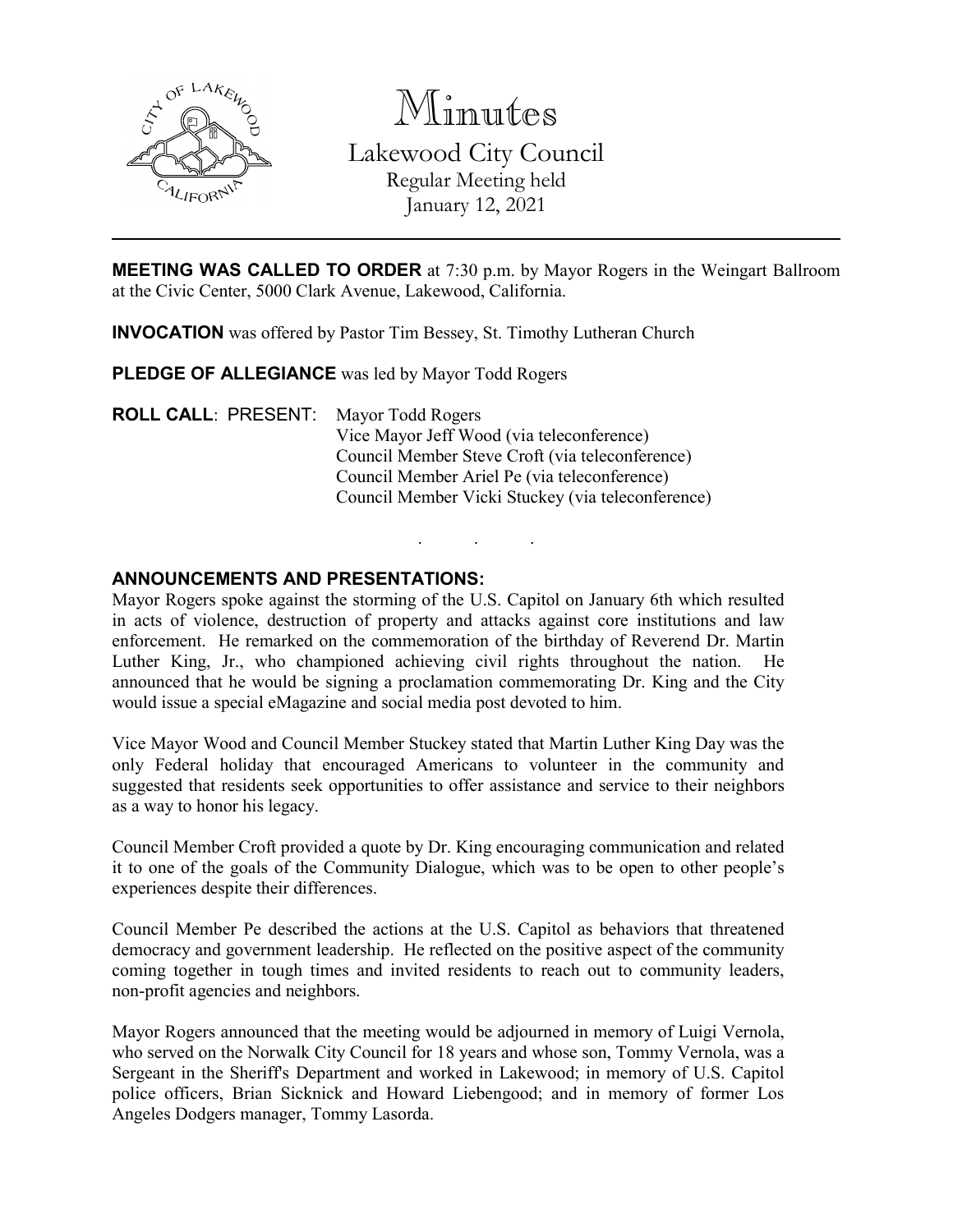# Minutes

## Lakewood City Council

Regular Meeting held
January 12, 2021

---

**MEETING WAS CALLED TO ORDER** at 7:30 p.m. by Mayor Rogers in the Weingart Ballroom at the Civic Center, 5000 Clark Avenue, Lakewood, California.

**INVOCATION** was offered by Pastor Tim Bessey, St. Timothy Lutheran Church

**PLEDGE OF ALLEGIANCE** was led by Mayor Todd Rogers

**ROLL CALL**: PRESENT: Mayor Todd Rogers
Vice Mayor Jeff Wood (via teleconference)
Council Member Steve Croft (via teleconference)
Council Member Ariel Pe (via teleconference)
Council Member Vicki Stuckey (via teleconference)

. . .

**ANNOUNCEMENTS AND PRESENTATIONS:**

Mayor Rogers spoke against the storming of the U.S. Capitol on January 6th which resulted in acts of violence, destruction of property and attacks against core institutions and law enforcement. He remarked on the commemoration of the birthday of Reverend Dr. Martin Luther King, Jr., who championed achieving civil rights throughout the nation. He announced that he would be signing a proclamation commemorating Dr. King and the City would issue a special eMagazine and social media post devoted to him.

Vice Mayor Wood and Council Member Stuckey stated that Martin Luther King Day was the only Federal holiday that encouraged Americans to volunteer in the community and suggested that residents seek opportunities to offer assistance and service to their neighbors as a way to honor his legacy.

Council Member Croft provided a quote by Dr. King encouraging communication and related it to one of the goals of the Community Dialogue, which was to be open to other people's experiences despite their differences.

Council Member Pe described the actions at the U.S. Capitol as behaviors that threatened democracy and government leadership. He reflected on the positive aspect of the community coming together in tough times and invited residents to reach out to community leaders, non-profit agencies and neighbors.

Mayor Rogers announced that the meeting would be adjourned in memory of Luigi Vernola, who served on the Norwalk City Council for 18 years and whose son, Tommy Vernola, was a Sergeant in the Sheriff's Department and worked in Lakewood; in memory of U.S. Capitol police officers, Brian Sicknick and Howard Liebengood; and in memory of former Los Angeles Dodgers manager, Tommy Lasorda.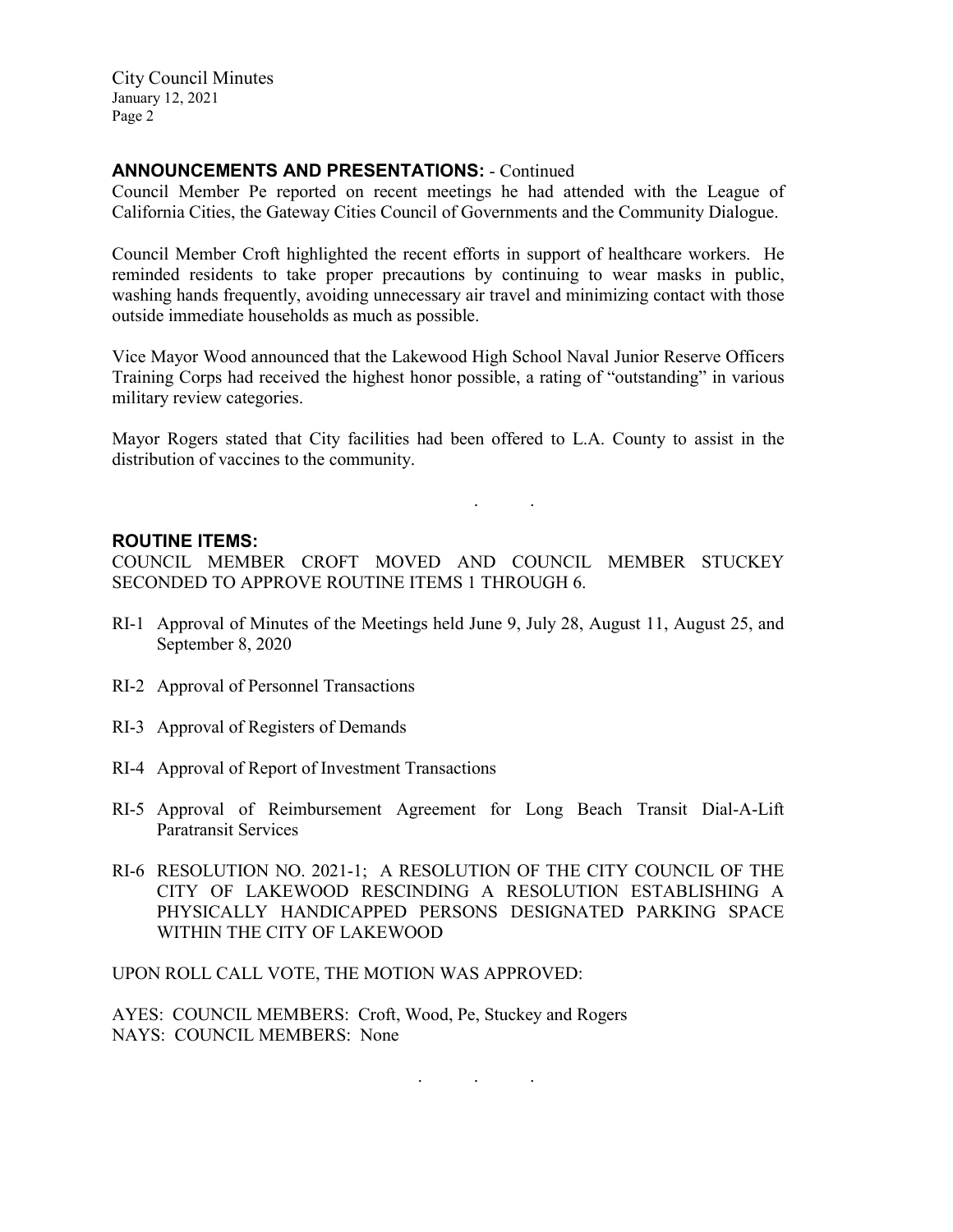## ANNOUNCEMENTS AND PRESENTATIONS: - Continued

Council Member Pe reported on recent meetings he had attended with the League of California Cities, the Gateway Cities Council of Governments and the Community Dialogue.

Council Member Croft highlighted the recent efforts in support of healthcare workers. He reminded residents to take proper precautions by continuing to wear masks in public, washing hands frequently, avoiding unnecessary air travel and minimizing contact with those outside immediate households as much as possible.

Vice Mayor Wood announced that the Lakewood High School Naval Junior Reserve Officers Training Corps had received the highest honor possible, a rating of "outstanding" in various military review categories.

Mayor Rogers stated that City facilities had been offered to L.A. County to assist in the distribution of vaccines to the community.

. .

## ROUTINE ITEMS:

COUNCIL MEMBER CROFT MOVED AND COUNCIL MEMBER STUCKEY SECONDED TO APPROVE ROUTINE ITEMS 1 THROUGH 6.

RI-1 Approval of Minutes of the Meetings held June 9, July 28, August 11, August 25, and September 8, 2020

RI-2 Approval of Personnel Transactions

RI-3 Approval of Registers of Demands

RI-4 Approval of Report of Investment Transactions

RI-5 Approval of Reimbursement Agreement for Long Beach Transit Dial-A-Lift Paratransit Services

RI-6 RESOLUTION NO. 2021-1; A RESOLUTION OF THE CITY COUNCIL OF THE CITY OF LAKEWOOD RESCINDING A RESOLUTION ESTABLISHING A PHYSICALLY HANDICAPPED PERSONS DESIGNATED PARKING SPACE WITHIN THE CITY OF LAKEWOOD

UPON ROLL CALL VOTE, THE MOTION WAS APPROVED:

AYES: COUNCIL MEMBERS: Croft, Wood, Pe, Stuckey and Rogers
NAYS: COUNCIL MEMBERS: None

. . .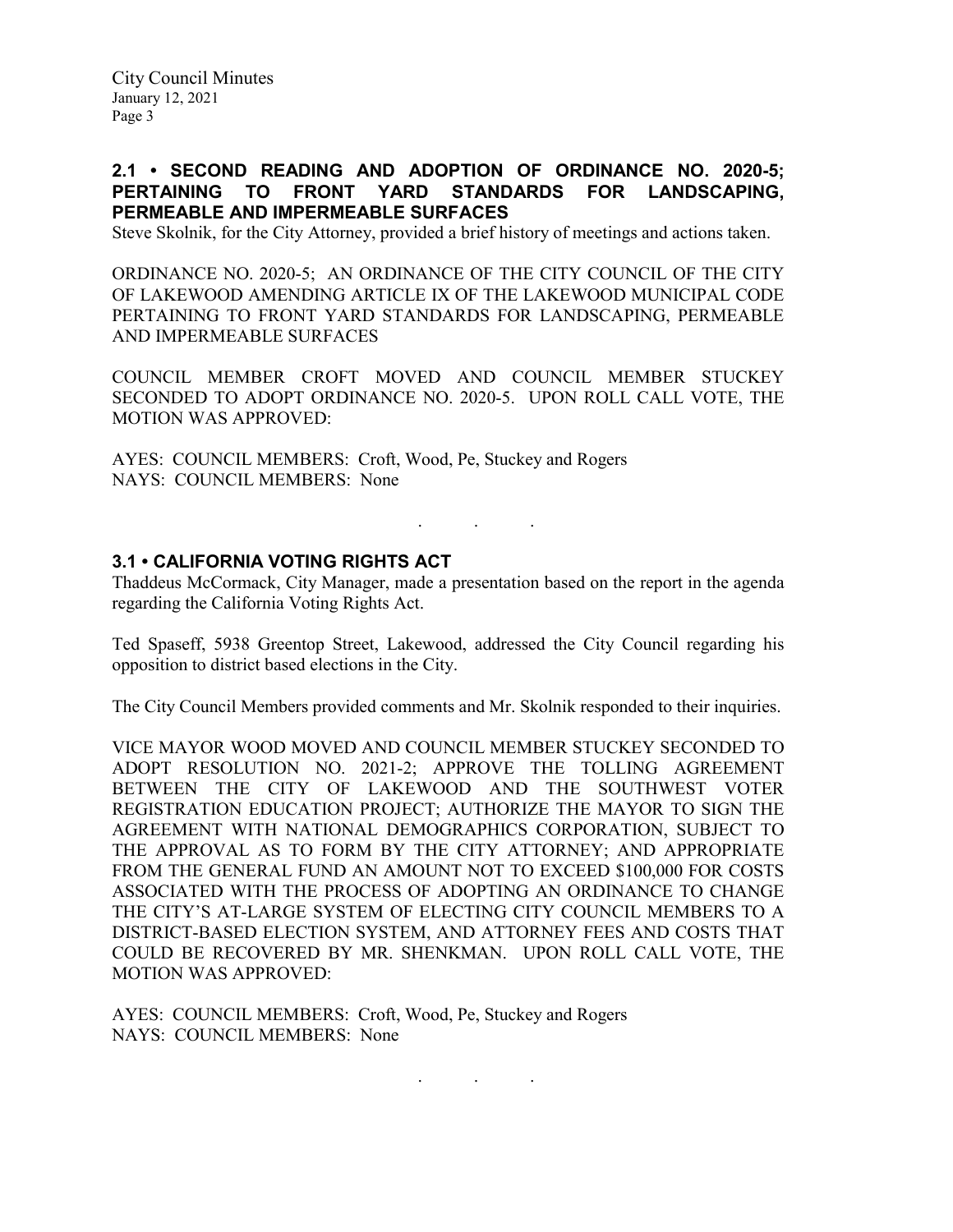## 2.1 • SECOND READING AND ADOPTION OF ORDINANCE NO. 2020-5; PERTAINING TO FRONT YARD STANDARDS FOR LANDSCAPING, PERMEABLE AND IMPERMEABLE SURFACES

Steve Skolnik, for the City Attorney, provided a brief history of meetings and actions taken.

ORDINANCE NO. 2020-5; AN ORDINANCE OF THE CITY COUNCIL OF THE CITY OF LAKEWOOD AMENDING ARTICLE IX OF THE LAKEWOOD MUNICIPAL CODE PERTAINING TO FRONT YARD STANDARDS FOR LANDSCAPING, PERMEABLE AND IMPERMEABLE SURFACES

COUNCIL MEMBER CROFT MOVED AND COUNCIL MEMBER STUCKEY SECONDED TO ADOPT ORDINANCE NO. 2020-5. UPON ROLL CALL VOTE, THE MOTION WAS APPROVED:

AYES: COUNCIL MEMBERS: Croft, Wood, Pe, Stuckey and Rogers
NAYS: COUNCIL MEMBERS: None

. . .

## 3.1 • CALIFORNIA VOTING RIGHTS ACT

Thaddeus McCormack, City Manager, made a presentation based on the report in the agenda regarding the California Voting Rights Act.

Ted Spaseff, 5938 Greentop Street, Lakewood, addressed the City Council regarding his opposition to district based elections in the City.

The City Council Members provided comments and Mr. Skolnik responded to their inquiries.

VICE MAYOR WOOD MOVED AND COUNCIL MEMBER STUCKEY SECONDED TO ADOPT RESOLUTION NO. 2021-2; APPROVE THE TOLLING AGREEMENT BETWEEN THE CITY OF LAKEWOOD AND THE SOUTHWEST VOTER REGISTRATION EDUCATION PROJECT; AUTHORIZE THE MAYOR TO SIGN THE AGREEMENT WITH NATIONAL DEMOGRAPHICS CORPORATION, SUBJECT TO THE APPROVAL AS TO FORM BY THE CITY ATTORNEY; AND APPROPRIATE FROM THE GENERAL FUND AN AMOUNT NOT TO EXCEED $100,000 FOR COSTS ASSOCIATED WITH THE PROCESS OF ADOPTING AN ORDINANCE TO CHANGE THE CITY'S AT-LARGE SYSTEM OF ELECTING CITY COUNCIL MEMBERS TO A DISTRICT-BASED ELECTION SYSTEM, AND ATTORNEY FEES AND COSTS THAT COULD BE RECOVERED BY MR. SHENKMAN. UPON ROLL CALL VOTE, THE MOTION WAS APPROVED:

AYES: COUNCIL MEMBERS: Croft, Wood, Pe, Stuckey and Rogers
NAYS: COUNCIL MEMBERS: None

. . .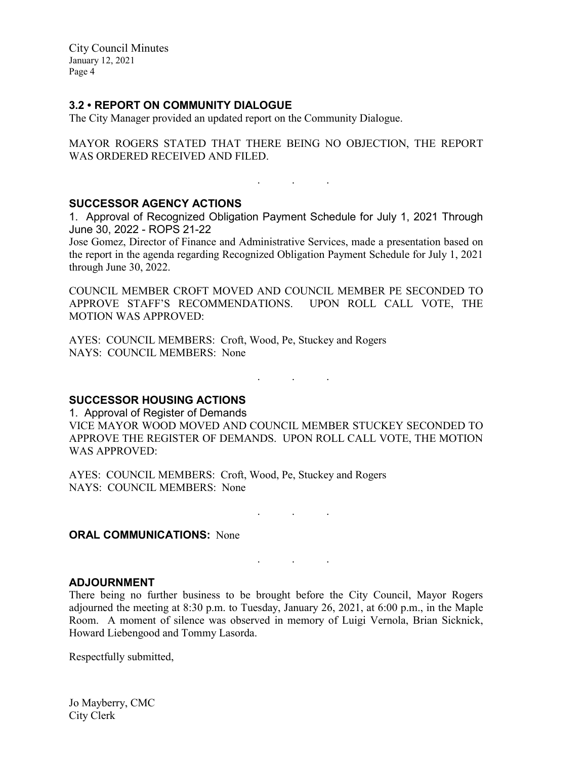### 3.2 • REPORT ON COMMUNITY DIALOGUE

The City Manager provided an updated report on the Community Dialogue.

MAYOR ROGERS STATED THAT THERE BEING NO OBJECTION, THE REPORT WAS ORDERED RECEIVED AND FILED.

. . .

### SUCCESSOR AGENCY ACTIONS

1. Approval of Recognized Obligation Payment Schedule for July 1, 2021 Through June 30, 2022 - ROPS 21-22

Jose Gomez, Director of Finance and Administrative Services, made a presentation based on the report in the agenda regarding Recognized Obligation Payment Schedule for July 1, 2021 through June 30, 2022.

COUNCIL MEMBER CROFT MOVED AND COUNCIL MEMBER PE SECONDED TO APPROVE STAFF'S RECOMMENDATIONS. UPON ROLL CALL VOTE, THE MOTION WAS APPROVED:

AYES: COUNCIL MEMBERS: Croft, Wood, Pe, Stuckey and Rogers
NAYS: COUNCIL MEMBERS: None

. . .

### SUCCESSOR HOUSING ACTIONS

1. Approval of Register of Demands

VICE MAYOR WOOD MOVED AND COUNCIL MEMBER STUCKEY SECONDED TO APPROVE THE REGISTER OF DEMANDS. UPON ROLL CALL VOTE, THE MOTION WAS APPROVED:

AYES: COUNCIL MEMBERS: Croft, Wood, Pe, Stuckey and Rogers
NAYS: COUNCIL MEMBERS: None

. . .

**ORAL COMMUNICATIONS:** None

. . .

### ADJOURNMENT

There being no further business to be brought before the City Council, Mayor Rogers adjourned the meeting at 8:30 p.m. to Tuesday, January 26, 2021, at 6:00 p.m., in the Maple Room. A moment of silence was observed in memory of Luigi Vernola, Brian Sicknick, Howard Liebengood and Tommy Lasorda.

Respectfully submitted,

Jo Mayberry, CMC
City Clerk